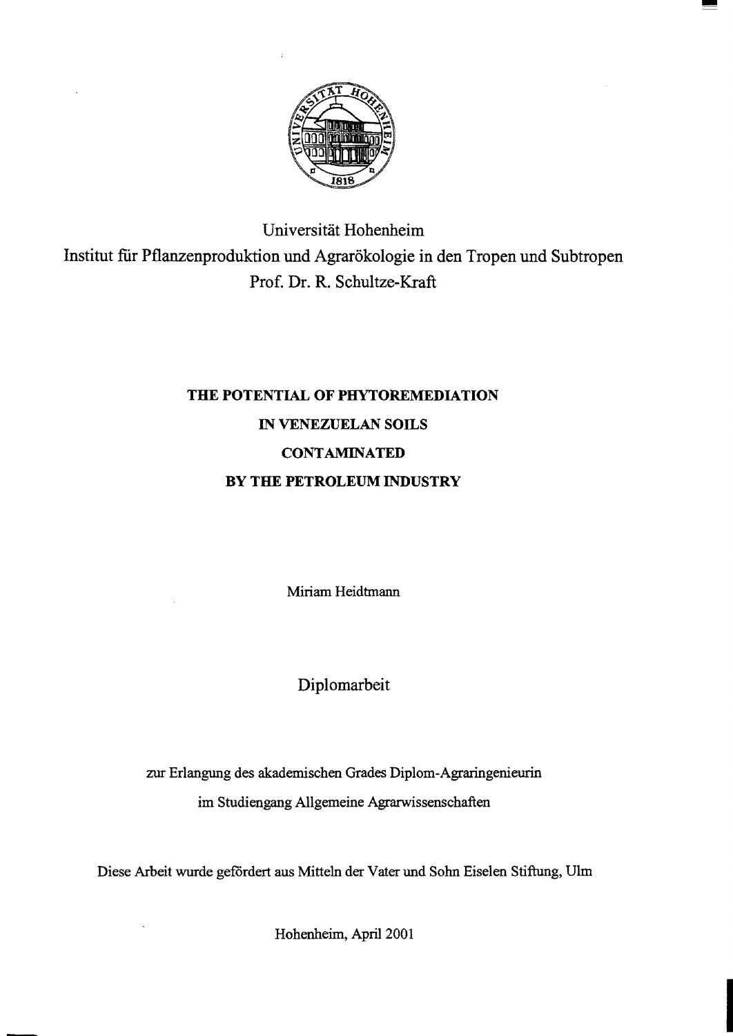Universität Hohenheim

Institut für Pflanzenproduktion und Agrarökologie in den Tropen und Subtropen

Prof. Dr. R. Schultze-Kraft

# THE POTENTIAL OF PHYTOREMEDIATION IN VENEZUELAN SOILS CONTAMINATED BY THE PETROLEUM INDUSTRY

Miriam Heidtmann

Diplomarbeit

zur Erlangung des akademischen Grades Diplom-Agraringenieurin

im Studiengang Allgemeine Agrarwissenschaften

Diese Arbeit wurde gefördert aus Mitteln der Vater und Sohn Eiselen Stiftung, Ulm

Hohenheim, April 2001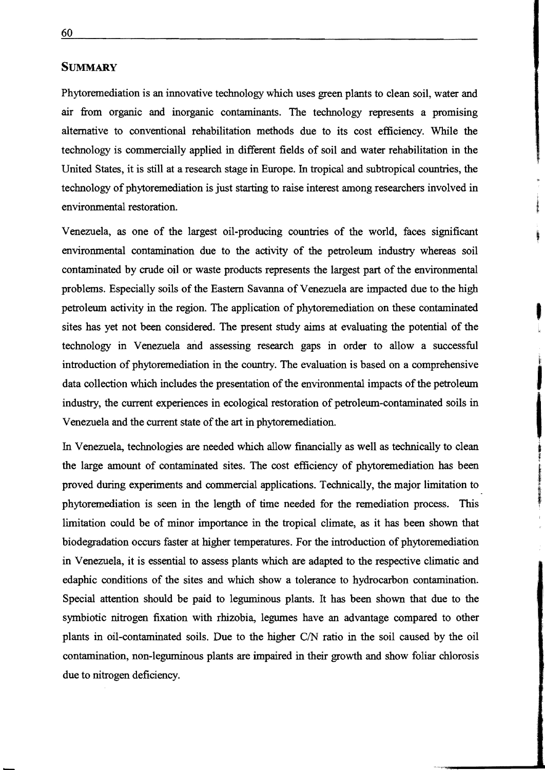## SUMMARY

Phytoremediation is an innovative technology which uses green plants to clean soil, water and air from organic and inorganic contaminants. The technology represents a promising alternative to conventional rehabilitation methods due to its cost efficiency. While the technology is commercially applied in different fields of soil and water rehabilitation in the United States, it is still at a research stage in Europe. In tropical and subtropical countries, the technology of phytoremediation is just starting to raise interest among researchers involved in environmental restoration.

Venezuela, as one of the largest oil-producing countries of the world, faces significant environmental contamination due to the activity of the petroleum industry whereas soil contaminated by crude oil or waste products represents the largest part of the environmental problems. Especially soils of the Eastern Savanna of Venezuela are impacted due to the high petroleum activity in the region. The application of phytoremediation on these contaminated sites has yet not been considered. The present study aims at evaluating the potential of the technology in Venezuela and assessing research gaps in order to allow a successful introduction of phytoremediation in the country. The evaluation is based on a comprehensive data collection which includes the presentation of the environmental impacts of the petroleum industry, the current experiences in ecological restoration of petroleum-contaminated soils in Venezuela and the current state of the art in phytoremediation.

In Venezuela, technologies are needed which allow financially as well as technically to clean the large amount of contaminated sites. The cost efficiency of phytoremediation has been proved during experiments and commercial applications. Technically, the major limitation to phytoremediation is seen in the length of time needed for the remediation process. This limitation could be of minor importance in the tropical climate, as it has been shown that biodegradation occurs faster at higher temperatures. For the introduction of phytoremediation in Venezuela, it is essential to assess plants which are adapted to the respective climatic and edaphic conditions of the sites and which show a tolerance to hydrocarbon contamination. Special attention should be paid to leguminous plants. It has been shown that due to the symbiotic nitrogen fixation with rhizobia, legumes have an advantage compared to other plants in oil-contaminated soils. Due to the higher C/N ratio in the soil caused by the oil contamination, non-leguminous plants are impaired in their growth and show foliar chlorosis due to nitrogen deficiency.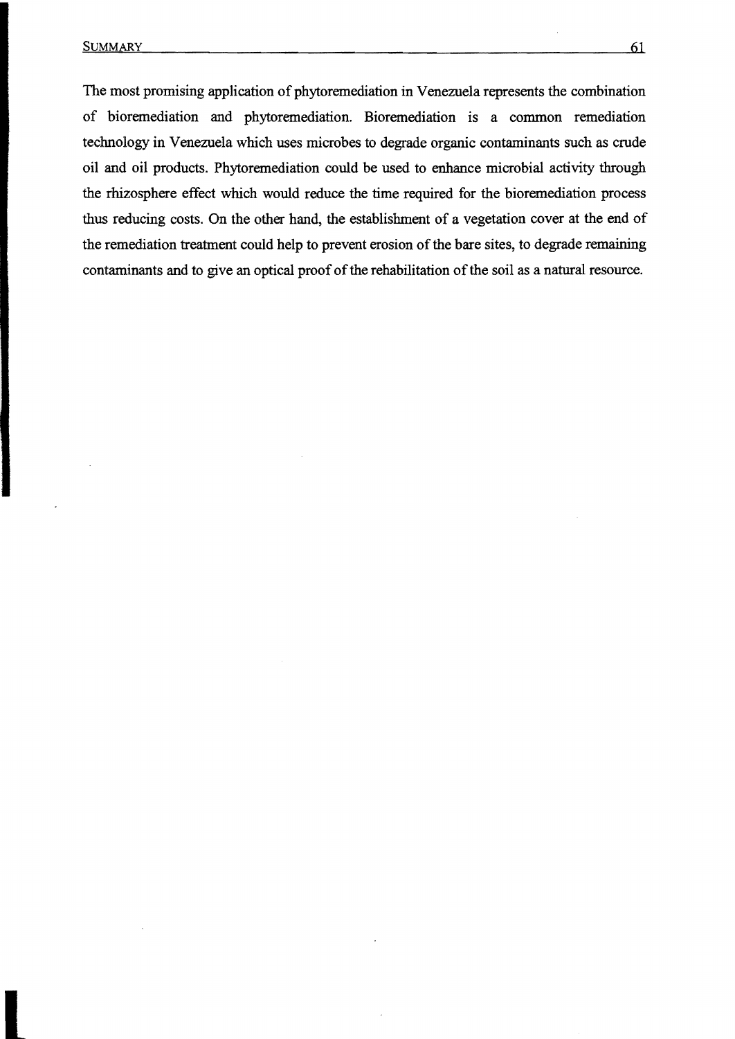The most promising application of phytoremediation in Venezuela represents the combination of bioremediation and phytoremediation. Bioremediation is a common remediation technology in Venezuela which uses microbes to degrade organic contaminants such as crude oil and oil products. Phytoremediation could be used to enhance microbial activity through the rhizosphere effect which would reduce the time required for the bioremediation process thus reducing costs. On the other hand, the establishment of a vegetation cover at the end of the remediation treatment could help to prevent erosion of the bare sites, to degrade remaining contaminants and to give an optical proof of the rehabilitation of the soil as a natural resource.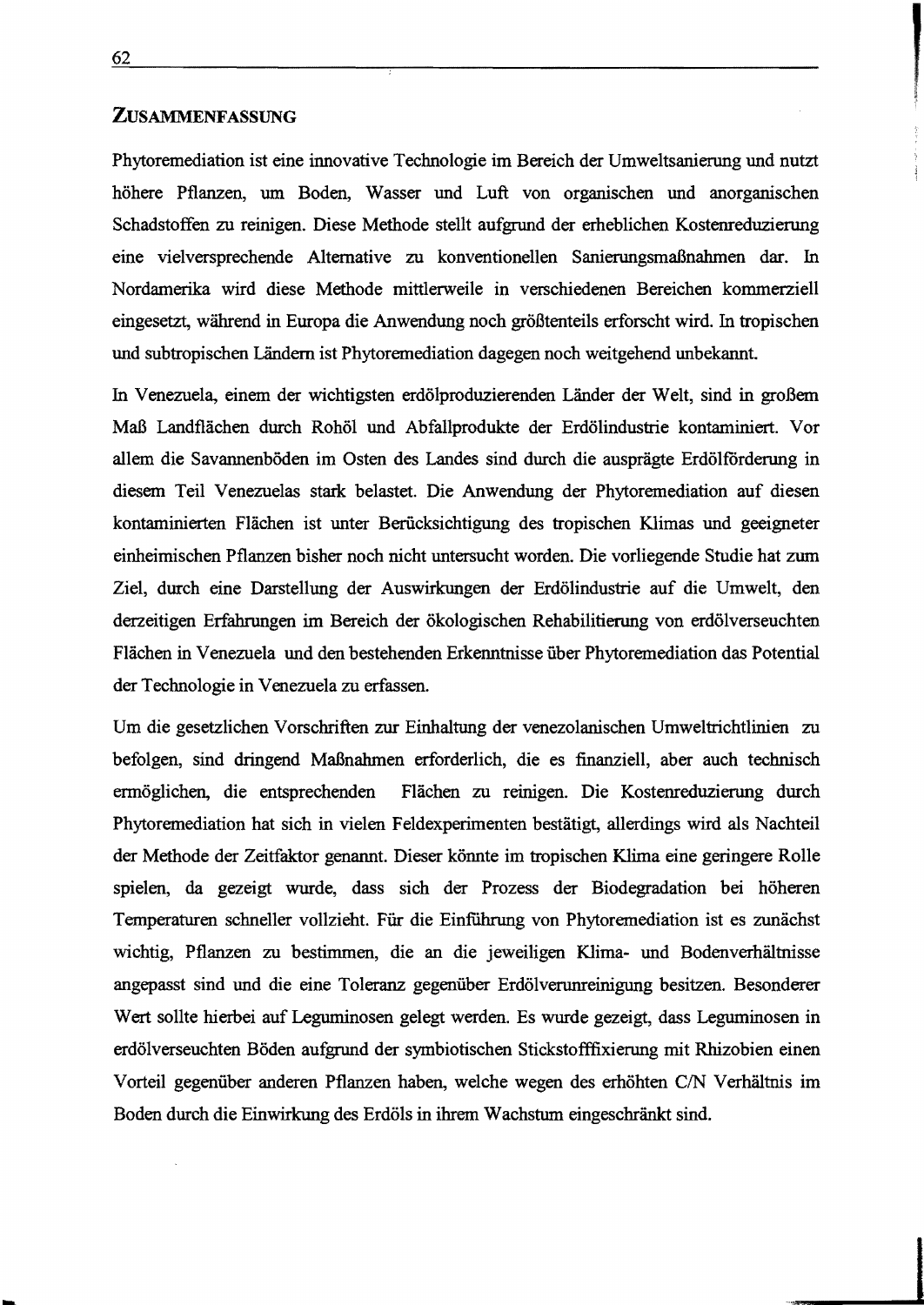## Zusammenfassung

Phytoremediation ist eine innovative Technologie im Bereich der Umweltsanierung und nutzt höhere Pflanzen, um Boden, Wasser und Luft von organischen und anorganischen Schadstoffen zu reinigen. Diese Methode stellt aufgrund der erheblichen Kostenreduzierung eine vielversprechende Alternative zu konventionellen Sanierungsmaßnahmen dar. In Nordamerika wird diese Methode mittlerweile in verschiedenen Bereichen kommerziell eingesetzt, während in Europa die Anwendung noch größtenteils erforscht wird. In tropischen und subtropischen Ländern ist Phytoremediation dagegen noch weitgehend unbekannt.

In Venezuela, einem der wichtigsten erdölproduzierenden Länder der Welt, sind in großem Maß Landflächen durch Rohöl und Abfallprodukte der Erdölindustrie kontaminiert. Vor allem die Savannenböden im Osten des Landes sind durch die ausprägte Erdölförderung in diesem Teil Venezuelas stark belastet. Die Anwendung der Phytoremediation auf diesen kontaminierten Flächen ist unter Berücksichtigung des tropischen Klimas und geeigneter einheimischen Pflanzen bisher noch nicht untersucht worden. Die vorliegende Studie hat zum Ziel, durch eine Darstellung der Auswirkungen der Erdölindustrie auf die Umwelt, den derzeitigen Erfahrungen im Bereich der ökologischen Rehabilitierung von erdölverseuchten Flächen in Venezuela und den bestehenden Erkenntnisse über Phytoremediation das Potential der Technologie in Venezuela zu erfassen.

Um die gesetzlichen Vorschriften zur Einhaltung der venezolanischen Umweltrichtlinien zu befolgen, sind dringend Maßnahmen erforderlich, die es finanziell, aber auch technisch ermöglichen, die entsprechenden Flächen zu reinigen. Die Kostenreduzierung durch Phytoremediation hat sich in vielen Feldexperimenten bestätigt, allerdings wird als Nachteil der Methode der Zeitfaktor genannt. Dieser könnte im tropischen Klima eine geringere Rolle spielen, da gezeigt wurde, dass sich der Prozess der Biodegradation bei höheren Temperaturen schneller vollzieht. Für die Einführung von Phytoremediation ist es zunächst wichtig, Pflanzen zu bestimmen, die an die jeweiligen Klima- und Bodenverhältnisse angepasst sind und die eine Toleranz gegenüber Erdölverunreinigung besitzen. Besonderer Wert sollte hierbei auf Leguminosen gelegt werden. Es wurde gezeigt, dass Leguminosen in erdölverseuchten Böden aufgrund der symbiotischen Stickstofffixierung mit Rhizobien einen Vorteil gegenüber anderen Pflanzen haben, welche wegen des erhöhten C/N Verhältnis im Boden durch die Einwirkung des Erdöls in ihrem Wachstum eingeschränkt sind.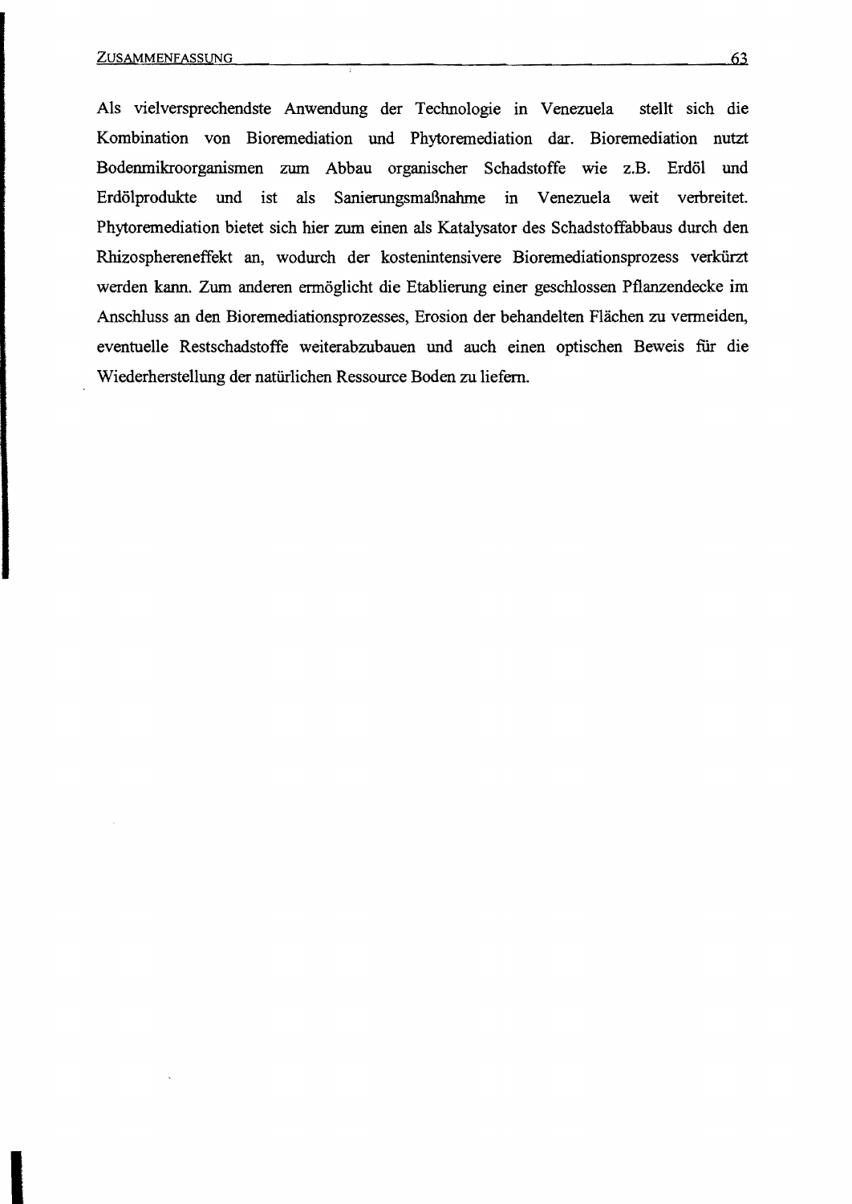Als vielversprechendste Anwendung der Technologie in Venezuela stellt sich die Kombination von Bioremediation und Phytoremediation dar. Bioremediation nutzt Bodenmikroorganismen zum Abbau organischer Schadstoffe wie z.B. Erdöl und Erdölprodukte und ist als Sanierungsmaßnahme in Venezuela weit verbreitet. Phytoremediation bietet sich hier zum einen als Katalysator des Schadstoffabbaus durch den Rhizosphereneffekt an, wodurch der kostenintensivere Bioremediationsprozess verkürzt werden kann. Zum anderen ermöglicht die Etablierung einer geschlossen Pflanzendecke im Anschluss an den Bioremediationsprozesses, Erosion der behandelten Flächen zu vermeiden, eventuelle Restschadstoffe weiterabzubauen und auch einen optischen Beweis für die Wiederherstellung der natürlichen Ressource Boden zu liefern.